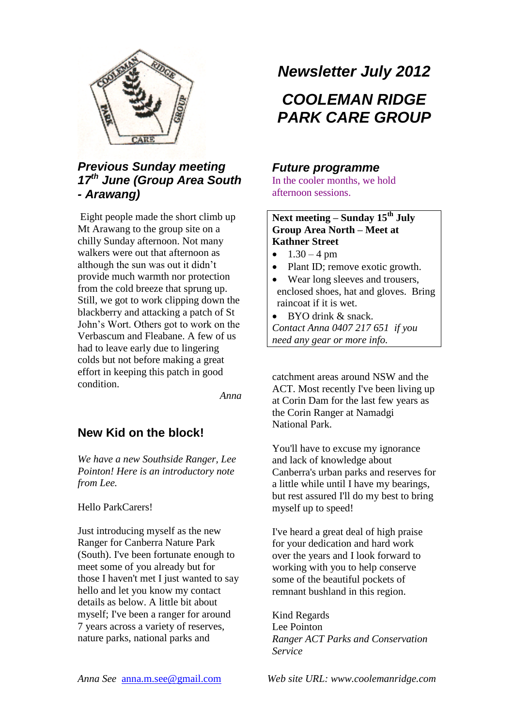# Newsletter July 2012

# COOLEMAN RIDGE PARK CARE GROUP

## Previous Sunday meeting 17th June (Group Area South - Arawang)

Eight people made the short climb up Mt Arawang to the group site on a chilly Sunday afternoon. Not many walkers were out that afternoon as although the sun was out it didn't provide much warmth nor protection from the cold breeze that sprung up. Still, we got to work clipping down the blackberry and attacking a patch of St John's Wort. Others got to work on the Verbascum and Fleabane. A few of us had to leave early due to lingering colds but not before making a great effort in keeping this patch in good condition.

*Anna*

## New Kid on the block!

*We have a new Southside Ranger, Lee Pointon! Here is an introductory note from Lee.*

Hello ParkCarers!

Just introducing myself as the new Ranger for Canberra Nature Park (South). I've been fortunate enough to meet some of you already but for those I haven't met I just wanted to say hello and let you know my contact details as below. A little bit about myself; I've been a ranger for around 7 years across a variety of reserves, nature parks, national parks and catchment areas around NSW and the ACT. Most recently I've been living up at Corin Dam for the last few years as the Corin Ranger at Namadgi National Park.

You'll have to excuse my ignorance and lack of knowledge about Canberra's urban parks and reserves for a little while until I have my bearings, but rest assured I'll do my best to bring myself up to speed!

I've heard a great deal of high praise for your dedication and hard work over the years and I look forward to working with you to help conserve some of the beautiful pockets of remnant bushland in this region.

Kind Regards
Lee Pointon
*Ranger ACT Parks and Conservation Service*

## Future programme

In the cooler months, we hold afternoon sessions.

**Next meeting – Sunday 15th July Group Area North – Meet at Kathner Street**

- 1.30 – 4 pm
- Plant ID; remove exotic growth.
- Wear long sleeves and trousers, enclosed shoes, hat and gloves. Bring raincoat if it is wet.
- BYO drink & snack.

*Contact Anna 0407 217 651 if you need any gear or more info.*

*Anna See* anna.m.see@gmail.com

*Web site URL: www.coolemanridge.com*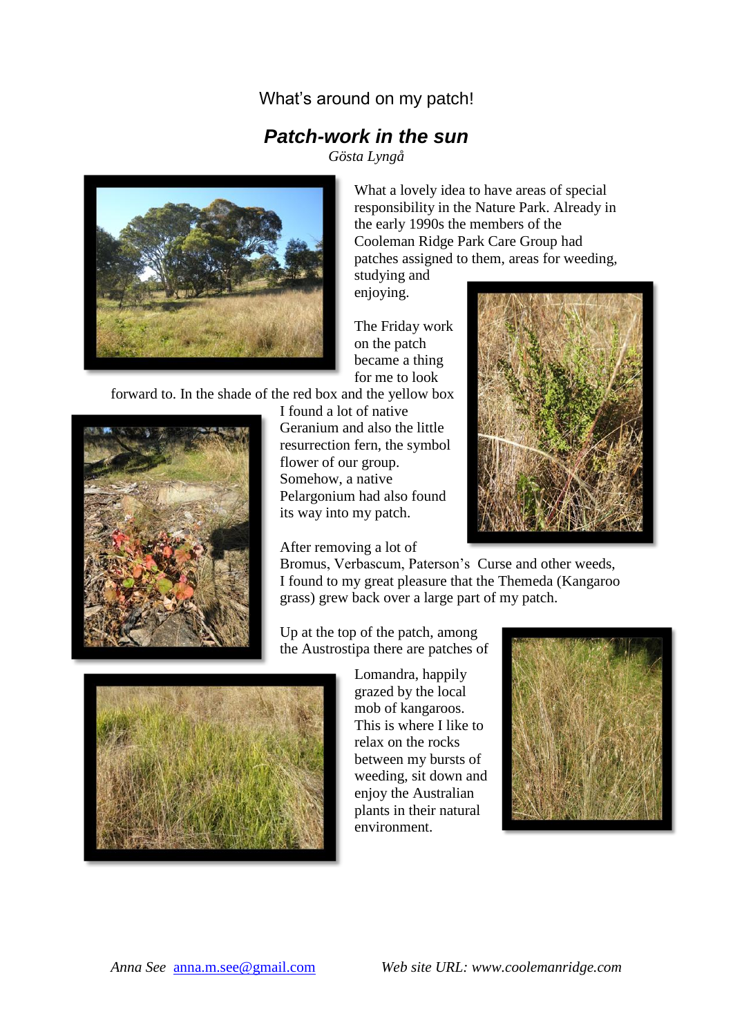What's around on my patch!

## *Patch-work in the sun*

*Gösta Lyngå*

What a lovely idea to have areas of special responsibility in the Nature Park. Already in the early 1990s the members of the Cooleman Ridge Park Care Group had patches assigned to them, areas for weeding, studying and enjoying.

The Friday work on the patch became a thing for me to look forward to. In the shade of the red box and the yellow box I found a lot of native Geranium and also the little resurrection fern, the symbol flower of our group. Somehow, a native Pelargonium had also found its way into my patch.

After removing a lot of Bromus, Verbascum, Paterson's Curse and other weeds, I found to my great pleasure that the Themeda (Kangaroo grass) grew back over a large part of my patch.

Up at the top of the patch, among the Austrostipa there are patches of Lomandra, happily grazed by the local mob of kangaroos. This is where I like to relax on the rocks between my bursts of weeding, sit down and enjoy the Australian plants in their natural environment.

*Anna See* anna.m.see@gmail.com *Web site URL: www.coolemanridge.com*